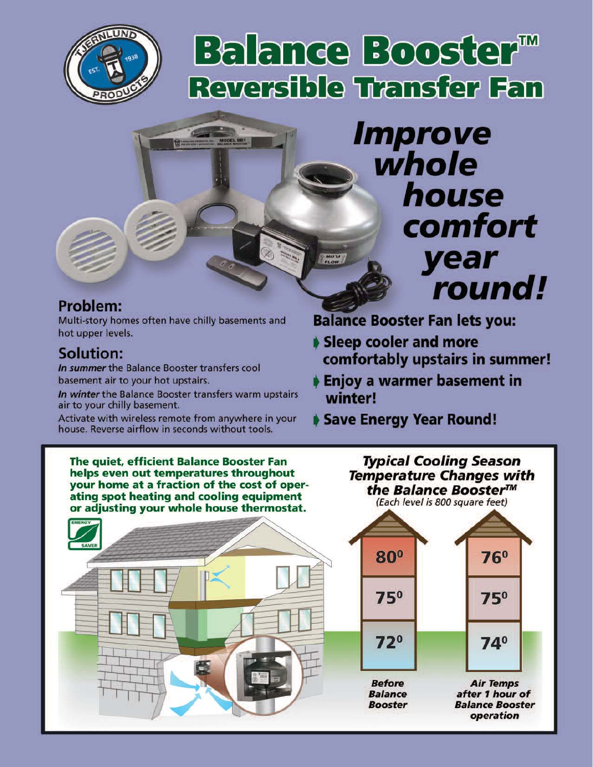# Balance Booster™

## Reversible Transfer Fan

***Improve whole house comfort year round!***

### Problem:

Multi-story homes often have chilly basements and hot upper levels.

### Solution:

*In summer* the Balance Booster transfers cool basement air to your hot upstairs.

*In winter* the Balance Booster transfers warm upstairs air to your chilly basement.

Activate with wireless remote from anywhere in your house. Reverse airflow in seconds without tools.

### Balance Booster Fan lets you:

- **Sleep cooler and more comfortably upstairs in summer!**
- **Enjoy a warmer basement in winter!**
- **Save Energy Year Round!**

**The quiet, efficient Balance Booster Fan helps even out temperatures throughout your home at a fraction of the cost of operating spot heating and cooling equipment or adjusting your whole house thermostat.**

ENERGY SAVER

***Typical Cooling Season Temperature Changes with the Balance Booster™***

*(Each level is 800 square feet)*

| Level | *Before Balance Booster* | *Air Temps after 1 hour of Balance Booster operation* |
| --- | --- | --- |
| Upper | 80° | 76° |
| Main | 75° | 75° |
| Basement | 72° | 74° |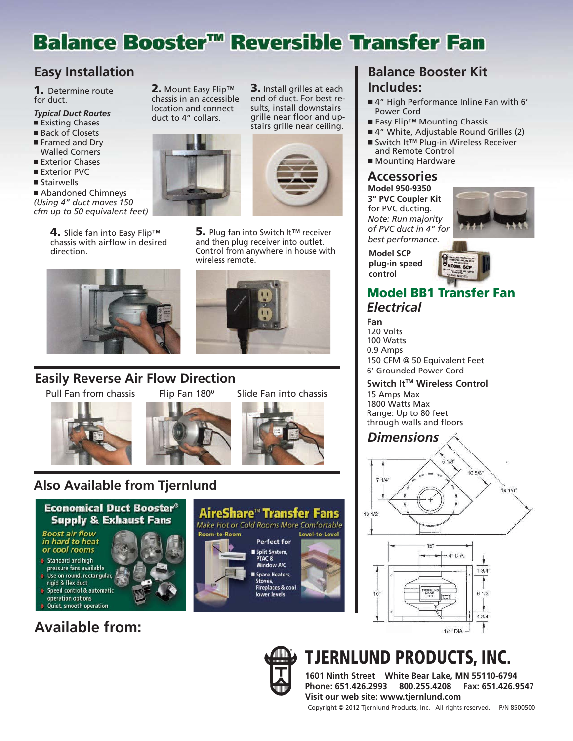# Balance Booster™ Reversible Transfer Fan

## Easy Installation

**1.** Determine route for duct.

***Typical Duct Routes***

- Existing Chases
- Back of Closets
- Framed and Dry Walled Corners
- Exterior Chases
- Exterior PVC
- Stairwells
- Abandoned Chimneys

*(Using 4" duct moves 150 cfm up to 50 equivalent feet)*

**2.** Mount Easy Flip™ chassis in an accessible location and connect duct to 4" collars.

**3.** Install grilles at each end of duct. For best results, install downstairs grille near floor and upstairs grille near ceiling.

**4.** Slide fan into Easy Flip™ chassis with airflow in desired direction.

**5.** Plug fan into Switch It™ receiver and then plug receiver into outlet. Control from anywhere in house with wireless remote.

## Easily Reverse Air Flow Direction

Pull Fan from chassis

Flip Fan 180°

Slide Fan into chassis

## Also Available from Tjernlund

**Economical Duct Booster® Supply & Exhaust Fans**

*Boost air flow in hard to heat or cool rooms*

- Standard and high pressure fans available
- Use on round, rectangular, rigid & flex duct
- Speed control & automatic operation options
- Quiet, smooth operation

**AireShare™ Transfer Fans**

*Make Hot or Cold Rooms More Comfortable*

Room-to-Room

Level-to-Level

Perfect for

- Split System, PTAC & Window A/C
- Space Heaters, Stoves, Fireplaces & cool lower levels

## Available from:

## Balance Booster Kit Includes:

- 4" High Performance Inline Fan with 6' Power Cord
- Easy Flip™ Mounting Chassis
- 4" White, Adjustable Round Grilles (2)
- Switch It™ Plug-in Wireless Receiver and Remote Control
- Mounting Hardware

## Accessories

**Model 950-9350**
**3" PVC Coupler Kit**
for PVC ducting.
*Note: Run majority of PVC duct in 4" for best performance.*

**Model SCP plug-in speed control**

## Model BB1 Transfer Fan

### *Electrical*

**Fan**
120 Volts
100 Watts
0.9 Amps
150 CFM @ 50 Equivalent Feet
6' Grounded Power Cord

**Switch It™ Wireless Control**
15 Amps Max
1800 Watts Max
Range: Up to 80 feet through walls and floors

### *Dimensions*

5 1/8"
10 5/8"
7 1/4"
19 1/8"
13 1/2"
15"
4" DIA.
1 3/4"
10"
6 1/2"
1 3/4"
1/4" DIA.

# TJERNLUND PRODUCTS, INC.

**1601 Ninth Street White Bear Lake, MN 55110-6794**
**Phone: 651.426.2993 800.255.4208 Fax: 651.426.9547**
**Visit our web site: www.tjernlund.com**

Copyright © 2012 Tjernlund Products, Inc. All rights reserved. P/N 8500500